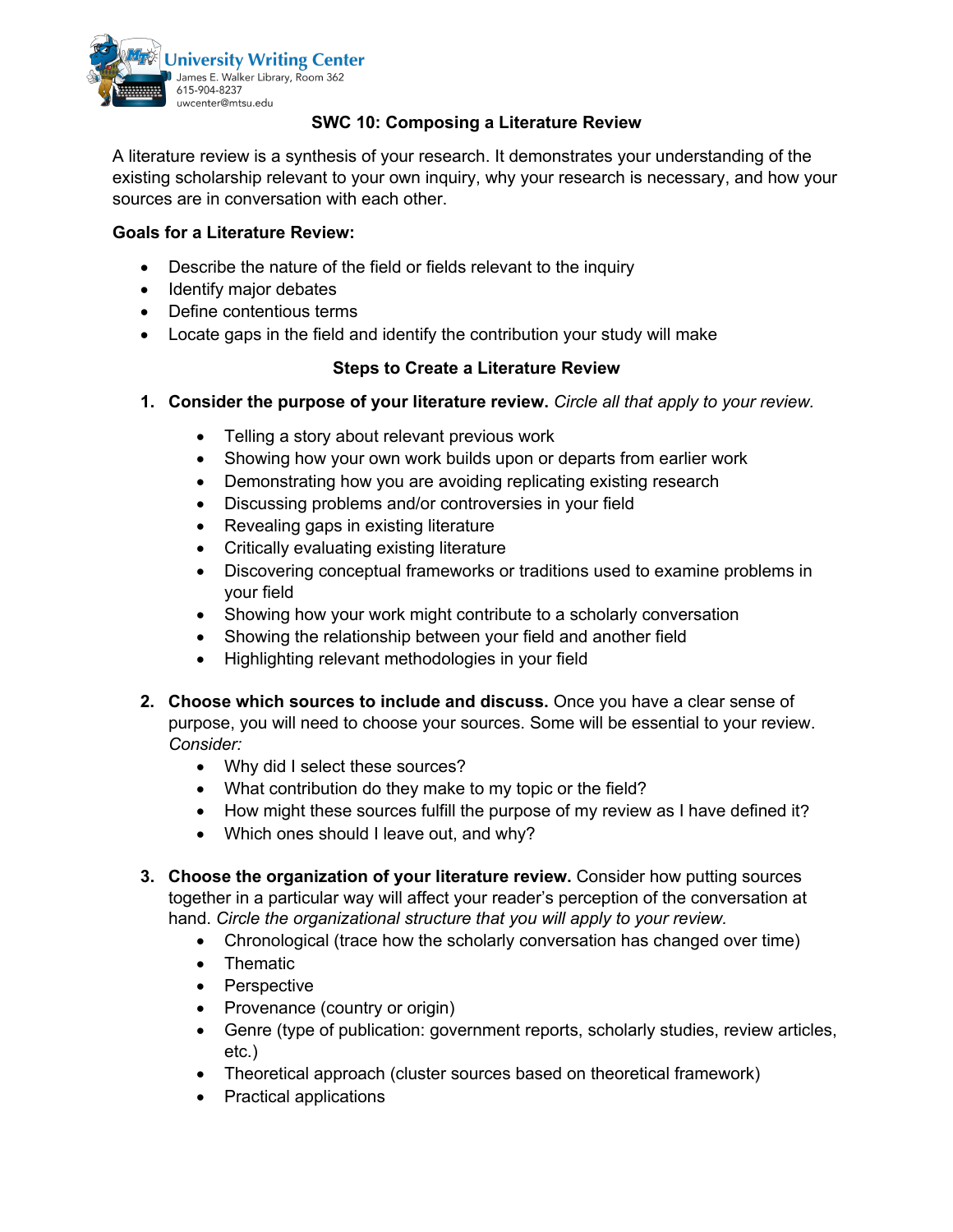University Writing Center
James E. Walker Library, Room 362
615-904-8237
uwcenter@mtsu.edu

# SWC 10: Composing a Literature Review

A literature review is a synthesis of your research. It demonstrates your understanding of the existing scholarship relevant to your own inquiry, why your research is necessary, and how your sources are in conversation with each other.

**Goals for a Literature Review:**

- Describe the nature of the field or fields relevant to the inquiry
- Identify major debates
- Define contentious terms
- Locate gaps in the field and identify the contribution your study will make

## Steps to Create a Literature Review

1. **Consider the purpose of your literature review.** *Circle all that apply to your review.*
    - Telling a story about relevant previous work
    - Showing how your own work builds upon or departs from earlier work
    - Demonstrating how you are avoiding replicating existing research
    - Discussing problems and/or controversies in your field
    - Revealing gaps in existing literature
    - Critically evaluating existing literature
    - Discovering conceptual frameworks or traditions used to examine problems in your field
    - Showing how your work might contribute to a scholarly conversation
    - Showing the relationship between your field and another field
    - Highlighting relevant methodologies in your field

2. **Choose which sources to include and discuss.** Once you have a clear sense of purpose, you will need to choose your sources. Some will be essential to your review. *Consider:*
    - Why did I select these sources?
    - What contribution do they make to my topic or the field?
    - How might these sources fulfill the purpose of my review as I have defined it?
    - Which ones should I leave out, and why?

3. **Choose the organization of your literature review.** Consider how putting sources together in a particular way will affect your reader's perception of the conversation at hand. *Circle the organizational structure that you will apply to your review.*
    - Chronological (trace how the scholarly conversation has changed over time)
    - Thematic
    - Perspective
    - Provenance (country or origin)
    - Genre (type of publication: government reports, scholarly studies, review articles, etc.)
    - Theoretical approach (cluster sources based on theoretical framework)
    - Practical applications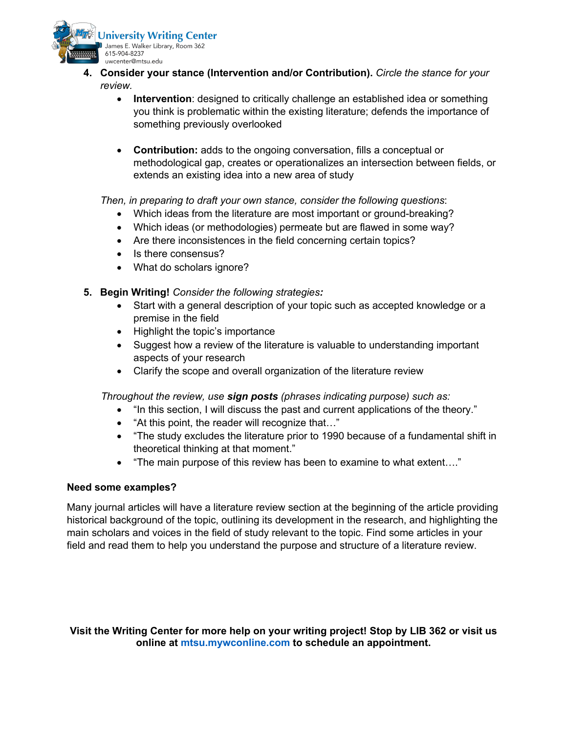4. **Consider your stance (Intervention and/or Contribution).** *Circle the stance for your review.*
   - **Intervention**: designed to critically challenge an established idea or something you think is problematic within the existing literature; defends the importance of something previously overlooked

   - **Contribution:** adds to the ongoing conversation, fills a conceptual or methodological gap, creates or operationalizes an intersection between fields, or extends an existing idea into a new area of study

   *Then, in preparing to draft your own stance, consider the following questions*:
   - Which ideas from the literature are most important or ground-breaking?
   - Which ideas (or methodologies) permeate but are flawed in some way?
   - Are there inconsistences in the field concerning certain topics?
   - Is there consensus?
   - What do scholars ignore?

5. **Begin Writing!** *Consider the following strategies:*
   - Start with a general description of your topic such as accepted knowledge or a premise in the field
   - Highlight the topic's importance
   - Suggest how a review of the literature is valuable to understanding important aspects of your research
   - Clarify the scope and overall organization of the literature review

   *Throughout the review, use* ***sign posts*** *(phrases indicating purpose) such as:*
   - "In this section, I will discuss the past and current applications of the theory."
   - "At this point, the reader will recognize that…"
   - "The study excludes the literature prior to 1990 because of a fundamental shift in theoretical thinking at that moment."
   - "The main purpose of this review has been to examine to what extent…."

**Need some examples?**

Many journal articles will have a literature review section at the beginning of the article providing historical background of the topic, outlining its development in the research, and highlighting the main scholars and voices in the field of study relevant to the topic. Find some articles in your field and read them to help you understand the purpose and structure of a literature review.

**Visit the Writing Center for more help on your writing project! Stop by LIB 362 or visit us online at mtsu.mywconline.com to schedule an appointment.**